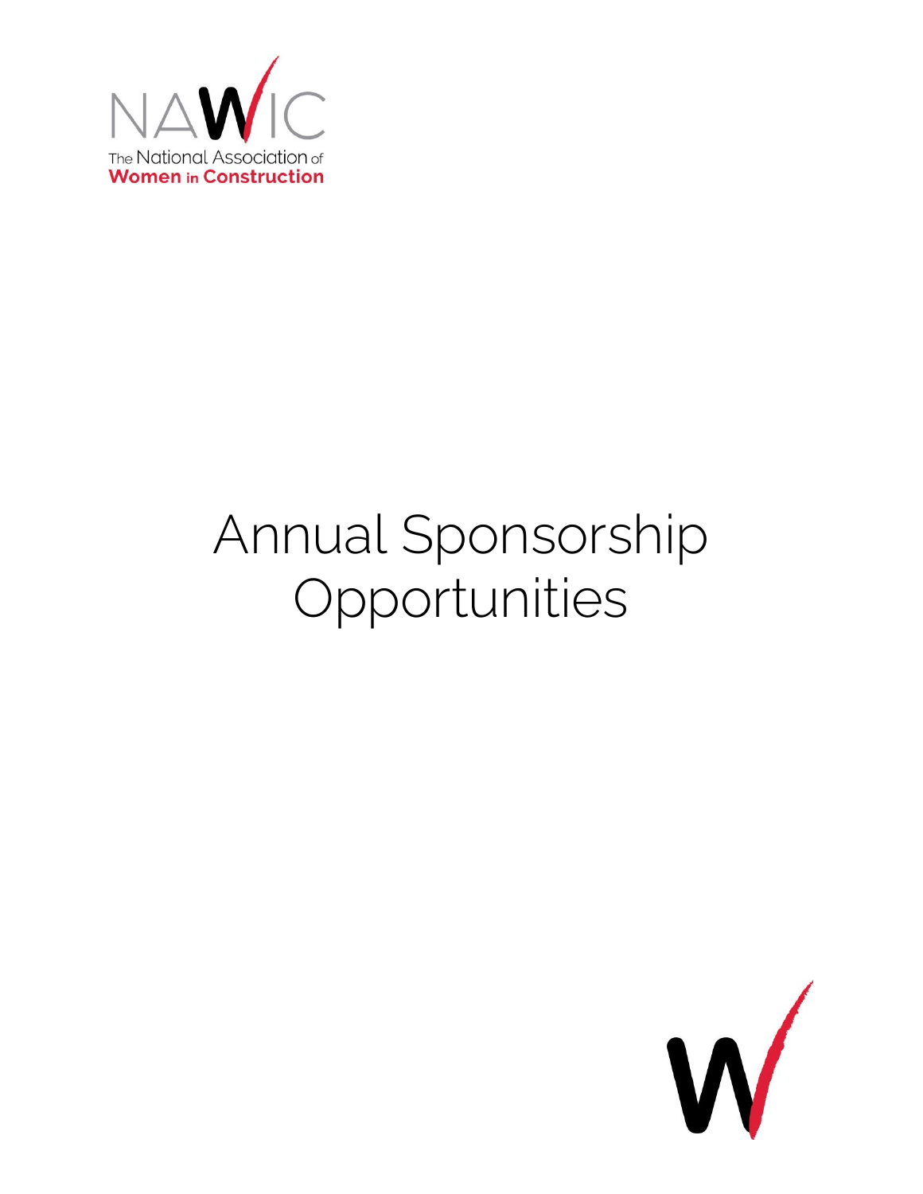NAWIC

The National Association of Women in Construction

# Annual Sponsorship Opportunities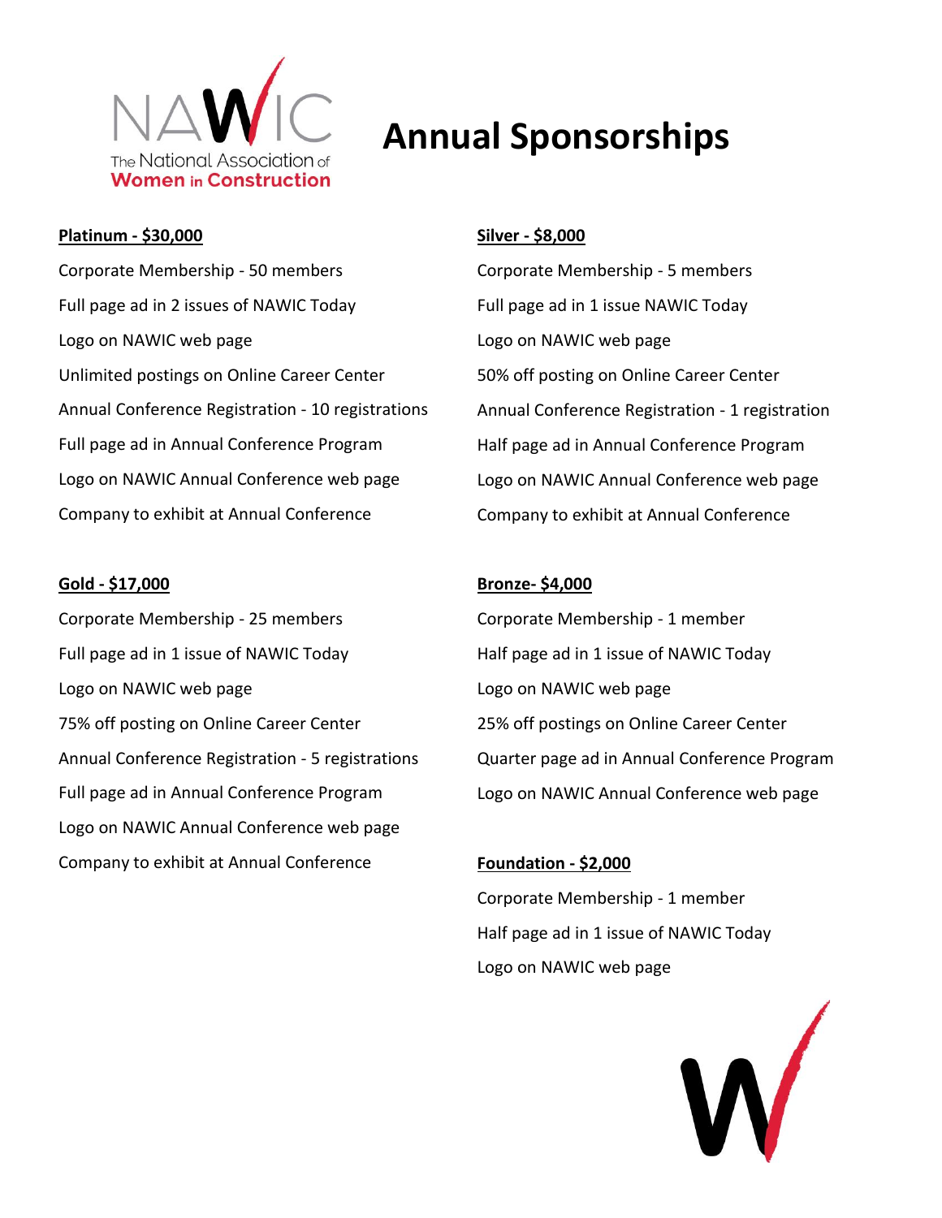# Annual Sponsorships

**Platinum - $30,000**

Corporate Membership - 50 members

Full page ad in 2 issues of NAWIC Today

Logo on NAWIC web page

Unlimited postings on Online Career Center

Annual Conference Registration - 10 registrations

Full page ad in Annual Conference Program

Logo on NAWIC Annual Conference web page

Company to exhibit at Annual Conference

**Gold - $17,000**

Corporate Membership - 25 members

Full page ad in 1 issue of NAWIC Today

Logo on NAWIC web page

75% off posting on Online Career Center

Annual Conference Registration - 5 registrations

Full page ad in Annual Conference Program

Logo on NAWIC Annual Conference web page

Company to exhibit at Annual Conference

**Silver - $8,000**

Corporate Membership - 5 members

Full page ad in 1 issue NAWIC Today

Logo on NAWIC web page

50% off posting on Online Career Center

Annual Conference Registration - 1 registration

Half page ad in Annual Conference Program

Logo on NAWIC Annual Conference web page

Company to exhibit at Annual Conference

**Bronze- $4,000**

Corporate Membership - 1 member

Half page ad in 1 issue of NAWIC Today

Logo on NAWIC web page

25% off postings on Online Career Center

Quarter page ad in Annual Conference Program

Logo on NAWIC Annual Conference web page

**Foundation - $2,000**

Corporate Membership - 1 member

Half page ad in 1 issue of NAWIC Today

Logo on NAWIC web page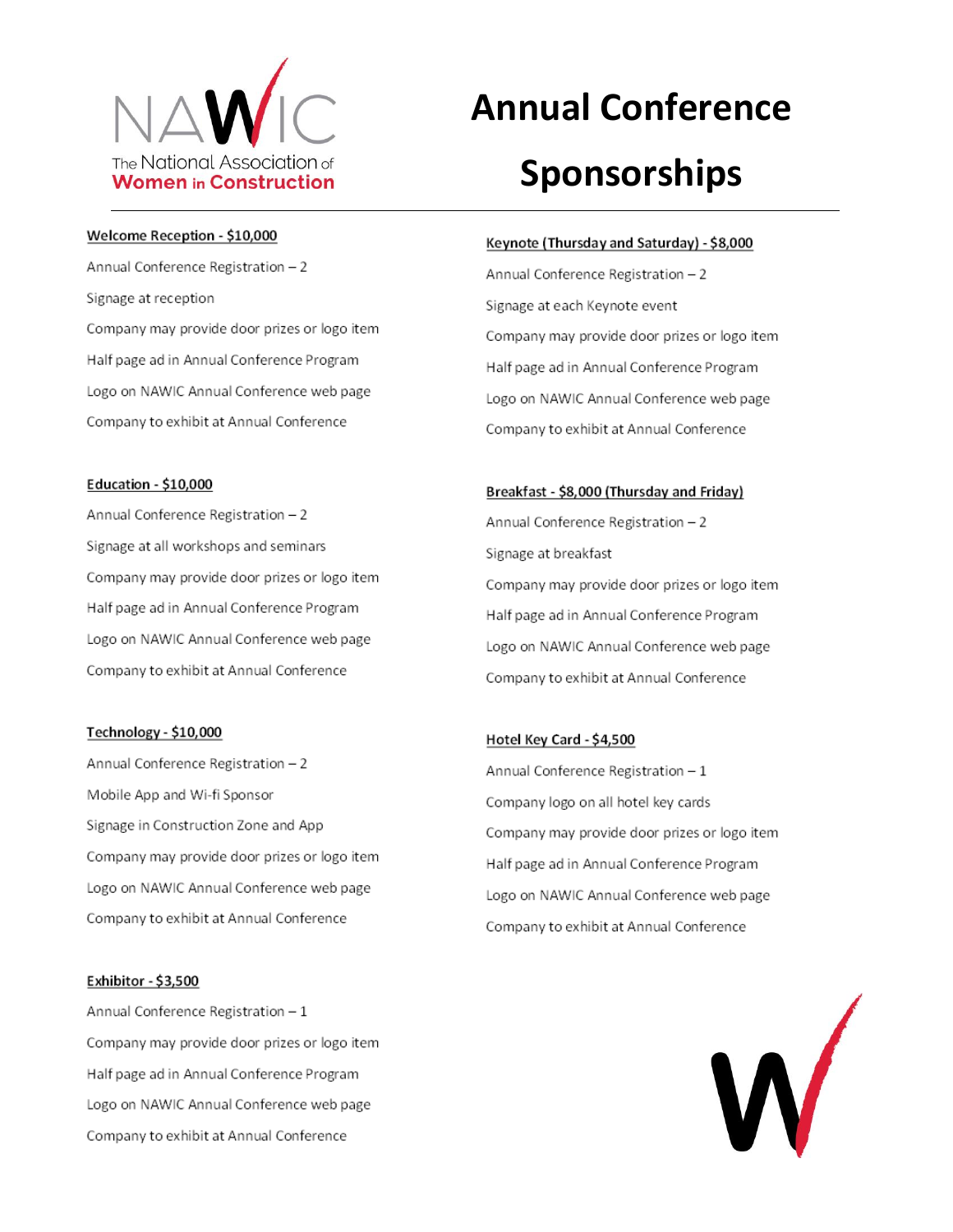# Annual Conference Sponsorships

The National Association of Women in Construction

**Welcome Reception - $10,000**

Annual Conference Registration – 2

Signage at reception

Company may provide door prizes or logo item

Half page ad in Annual Conference Program

Logo on NAWIC Annual Conference web page

Company to exhibit at Annual Conference

**Education - $10,000**

Annual Conference Registration – 2

Signage at all workshops and seminars

Company may provide door prizes or logo item

Half page ad in Annual Conference Program

Logo on NAWIC Annual Conference web page

Company to exhibit at Annual Conference

**Technology - $10,000**

Annual Conference Registration – 2

Mobile App and Wi-fi Sponsor

Signage in Construction Zone and App

Company may provide door prizes or logo item

Logo on NAWIC Annual Conference web page

Company to exhibit at Annual Conference

**Exhibitor - $3,500**

Annual Conference Registration – 1

Company may provide door prizes or logo item

Half page ad in Annual Conference Program

Logo on NAWIC Annual Conference web page

Company to exhibit at Annual Conference

**Keynote (Thursday and Saturday) - $8,000**

Annual Conference Registration – 2

Signage at each Keynote event

Company may provide door prizes or logo item

Half page ad in Annual Conference Program

Logo on NAWIC Annual Conference web page

Company to exhibit at Annual Conference

**Breakfast - $8,000 (Thursday and Friday)**

Annual Conference Registration – 2

Signage at breakfast

Company may provide door prizes or logo item

Half page ad in Annual Conference Program

Logo on NAWIC Annual Conference web page

Company to exhibit at Annual Conference

**Hotel Key Card - $4,500**

Annual Conference Registration – 1

Company logo on all hotel key cards

Company may provide door prizes or logo item

Half page ad in Annual Conference Program

Logo on NAWIC Annual Conference web page

Company to exhibit at Annual Conference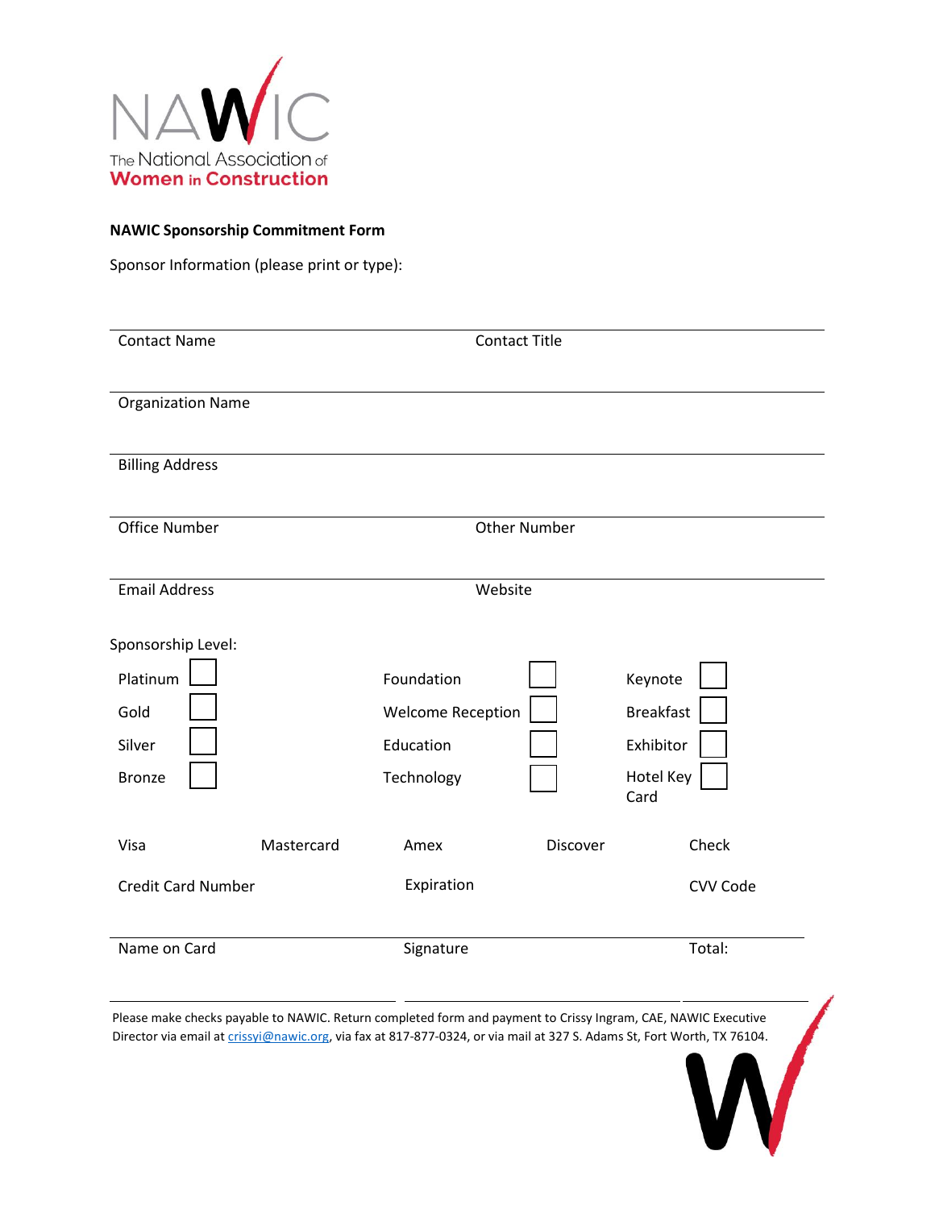The National Association of Women in Construction

**NAWIC Sponsorship Commitment Form**

Sponsor Information (please print or type):

| | |
|---|---|
| Contact Name | Contact Title |
| Organization Name | |
| Billing Address | |
| Office Number | Other Number |
| Email Address | Website |

Sponsorship Level:

| | | |
|---|---|---|
| Platinum ☐ | Foundation ☐ | Keynote ☐ |
| Gold ☐ | Welcome Reception ☐ | Breakfast ☐ |
| Silver ☐ | Education ☐ | Exhibitor ☐ |
| Bronze ☐ | Technology ☐ | Hotel Key Card ☐ |

| | | | | |
|---|---|---|---|---|
| Visa | Mastercard | Amex | Discover | Check |

| | | |
|---|---|---|
| Credit Card Number | Expiration | CVV Code |
| Name on Card | Signature | Total: |

Please make checks payable to NAWIC. Return completed form and payment to Crissy Ingram, CAE, NAWIC Executive Director via email at crissyi@nawic.org, via fax at 817-877-0324, or via mail at 327 S. Adams St, Fort Worth, TX 76104.